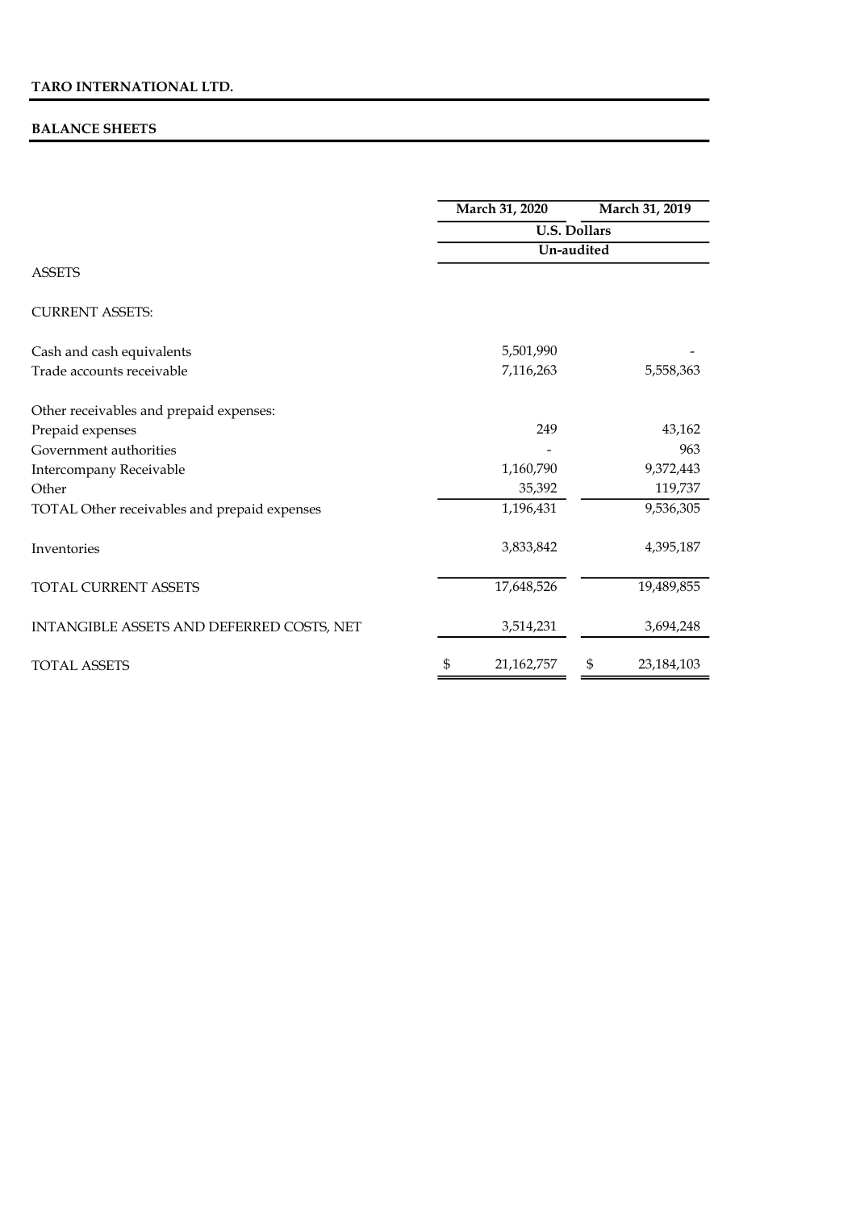**TARO INTERNATIONAL LTD.**

**BALANCE SHEETS**

| | March 31, 2020 | March 31, 2019 |
|---|---|---|
| | U.S. Dollars | |
| | Un-audited | |
| ASSETS | | |
| CURRENT ASSETS: | | |
| Cash and cash equivalents | 5,501,990 | - |
| Trade accounts receivable | 7,116,263 | 5,558,363 |
| Other receivables and prepaid expenses: | | |
| Prepaid expenses | 249 | 43,162 |
| Government authorities | - | 963 |
| Intercompany Receivable | 1,160,790 | 9,372,443 |
| Other | 35,392 | 119,737 |
| TOTAL Other receivables and prepaid expenses | 1,196,431 | 9,536,305 |
| Inventories | 3,833,842 | 4,395,187 |
| TOTAL CURRENT ASSETS | 17,648,526 | 19,489,855 |
| INTANGIBLE ASSETS AND DEFERRED COSTS, NET | 3,514,231 | 3,694,248 |
| TOTAL ASSETS | $ 21,162,757 | $ 23,184,103 |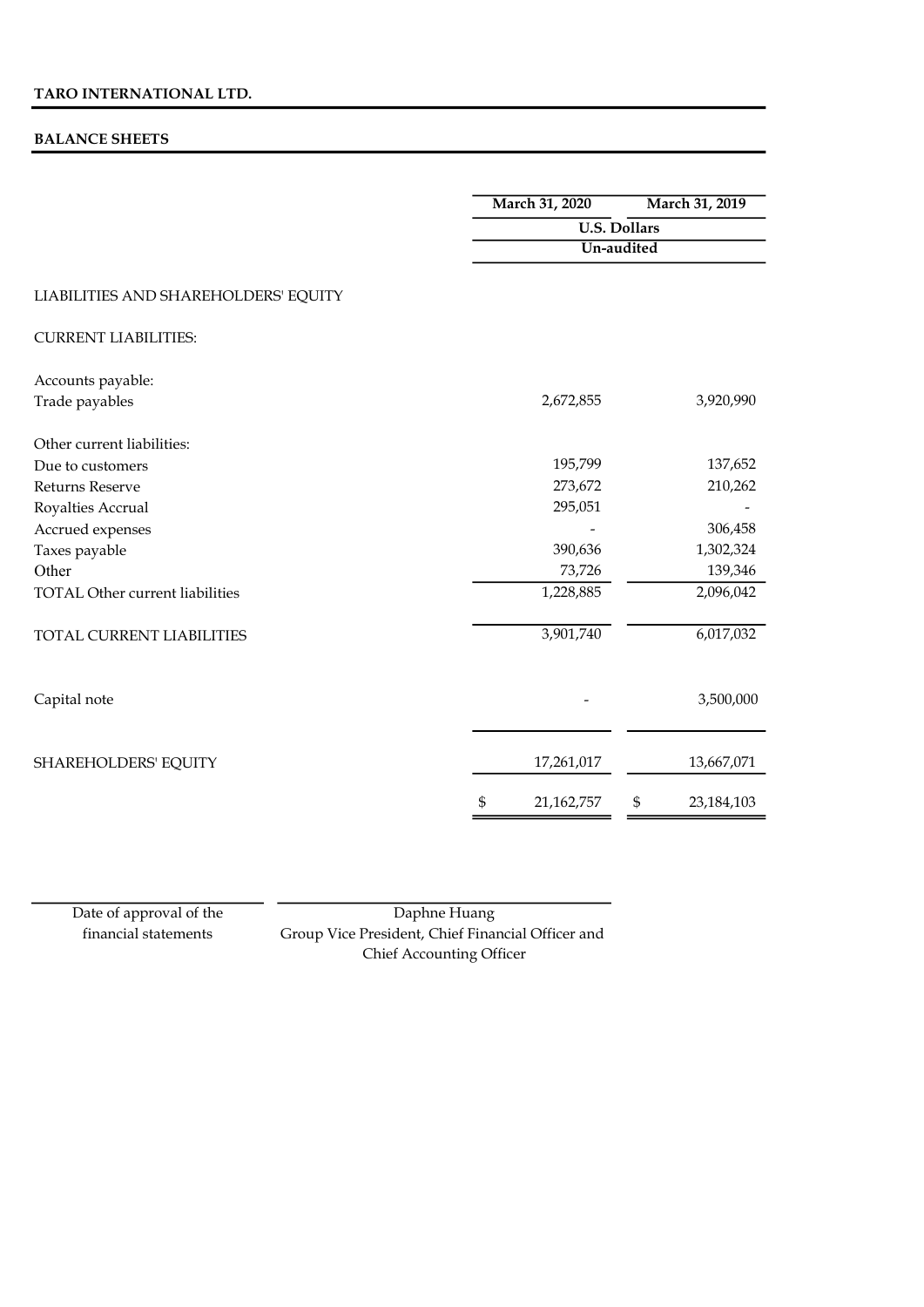**TARO INTERNATIONAL LTD.**

**BALANCE SHEETS**

| | March 31, 2020 | March 31, 2019 |
|---|---|---|
| | U.S. Dollars | |
| | Un-audited | |
| LIABILITIES AND SHAREHOLDERS' EQUITY | | |
| CURRENT LIABILITIES: | | |
| Accounts payable: | | |
| Trade payables | 2,672,855 | 3,920,990 |
| Other current liabilities: | | |
| Due to customers | 195,799 | 137,652 |
| Returns Reserve | 273,672 | 210,262 |
| Royalties Accrual | 295,051 | - |
| Accrued expenses | - | 306,458 |
| Taxes payable | 390,636 | 1,302,324 |
| Other | 73,726 | 139,346 |
| TOTAL Other current liabilities | 1,228,885 | 2,096,042 |
| TOTAL CURRENT LIABILITIES | 3,901,740 | 6,017,032 |
| Capital note | - | 3,500,000 |
| SHAREHOLDERS' EQUITY | 17,261,017 | 13,667,071 |
| | $ 21,162,757 | $ 23,184,103 |

Date of approval of the financial statements

Daphne Huang
Group Vice President, Chief Financial Officer and Chief Accounting Officer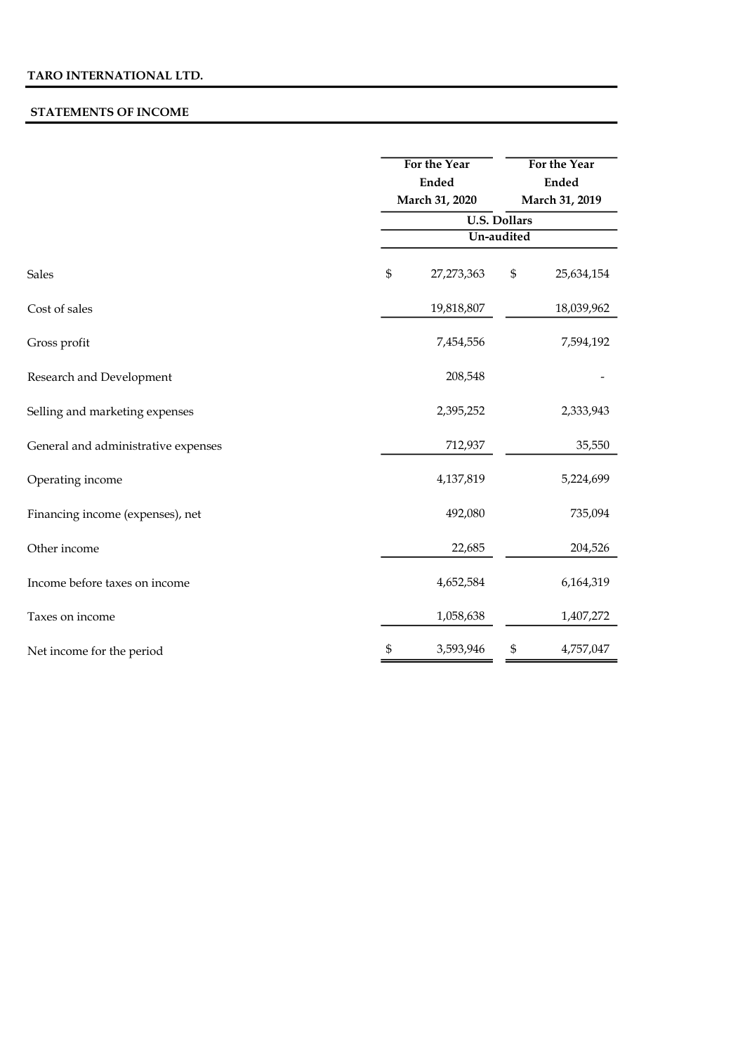**TARO INTERNATIONAL LTD.**

**STATEMENTS OF INCOME**

| | For the Year Ended March 31, 2020 | For the Year Ended March 31, 2019 |
|---|---|---|
| | U.S. Dollars | |
| | Un-audited | |
| Sales | $ 27,273,363 | $ 25,634,154 |
| Cost of sales | 19,818,807 | 18,039,962 |
| Gross profit | 7,454,556 | 7,594,192 |
| Research and Development | 208,548 | - |
| Selling and marketing expenses | 2,395,252 | 2,333,943 |
| General and administrative expenses | 712,937 | 35,550 |
| Operating income | 4,137,819 | 5,224,699 |
| Financing income (expenses), net | 492,080 | 735,094 |
| Other income | 22,685 | 204,526 |
| Income before taxes on income | 4,652,584 | 6,164,319 |
| Taxes on income | 1,058,638 | 1,407,272 |
| Net income for the period | $ 3,593,946 | $ 4,757,047 |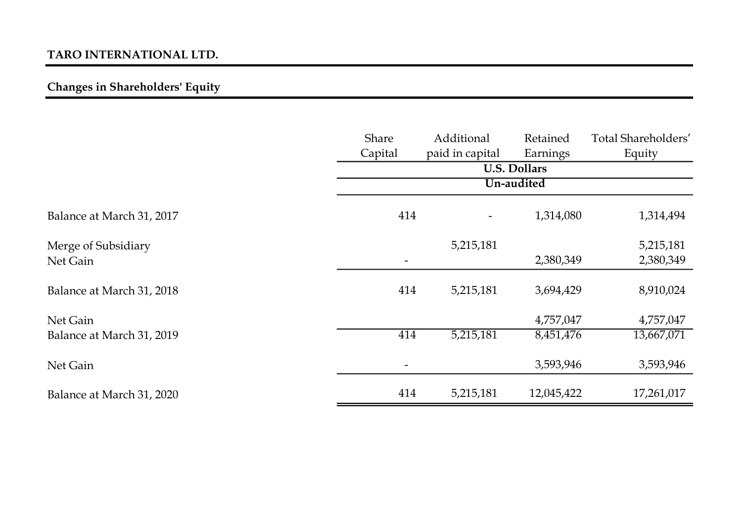**TARO INTERNATIONAL LTD.**

**Changes in Shareholders' Equity**

| | Share Capital | Additional paid in capital | Retained Earnings | Total Shareholders' Equity |
|---|---|---|---|---|
| | **U.S. Dollars** | | | |
| | **Un-audited** | | | |
| Balance at March 31, 2017 | 414 | - | 1,314,080 | 1,314,494 |
| Merge of Subsidiary | | 5,215,181 | | 5,215,181 |
| Net Gain | - | | 2,380,349 | 2,380,349 |
| Balance at March 31, 2018 | 414 | 5,215,181 | 3,694,429 | 8,910,024 |
| Net Gain | | | 4,757,047 | 4,757,047 |
| Balance at March 31, 2019 | 414 | 5,215,181 | 8,451,476 | 13,667,071 |
| Net Gain | - | | 3,593,946 | 3,593,946 |
| Balance at March 31, 2020 | 414 | 5,215,181 | 12,045,422 | 17,261,017 |